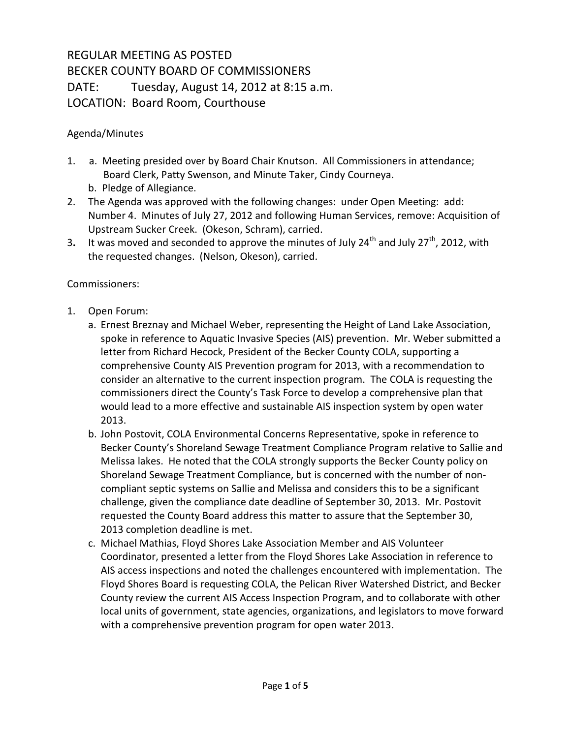# REGULAR MEETING AS POSTED
# BECKER COUNTY BOARD OF COMMISSIONERS

DATE: Tuesday, August 14, 2012 at 8:15 a.m.

LOCATION: Board Room, Courthouse

Agenda/Minutes

1. a. Meeting presided over by Board Chair Knutson. All Commissioners in attendance; Board Clerk, Patty Swenson, and Minute Taker, Cindy Courneya.
   b. Pledge of Allegiance.
2. The Agenda was approved with the following changes: under Open Meeting: add: Number 4. Minutes of July 27, 2012 and following Human Services, remove: Acquisition of Upstream Sucker Creek. (Okeson, Schram), carried.
3. It was moved and seconded to approve the minutes of July 24th and July 27th, 2012, with the requested changes. (Nelson, Okeson), carried.

Commissioners:

1. Open Forum:
   a. Ernest Breznay and Michael Weber, representing the Height of Land Lake Association, spoke in reference to Aquatic Invasive Species (AIS) prevention. Mr. Weber submitted a letter from Richard Hecock, President of the Becker County COLA, supporting a comprehensive County AIS Prevention program for 2013, with a recommendation to consider an alternative to the current inspection program. The COLA is requesting the commissioners direct the County's Task Force to develop a comprehensive plan that would lead to a more effective and sustainable AIS inspection system by open water 2013.
   b. John Postovit, COLA Environmental Concerns Representative, spoke in reference to Becker County's Shoreland Sewage Treatment Compliance Program relative to Sallie and Melissa lakes. He noted that the COLA strongly supports the Becker County policy on Shoreland Sewage Treatment Compliance, but is concerned with the number of non-compliant septic systems on Sallie and Melissa and considers this to be a significant challenge, given the compliance date deadline of September 30, 2013. Mr. Postovit requested the County Board address this matter to assure that the September 30, 2013 completion deadline is met.
   c. Michael Mathias, Floyd Shores Lake Association Member and AIS Volunteer Coordinator, presented a letter from the Floyd Shores Lake Association in reference to AIS access inspections and noted the challenges encountered with implementation. The Floyd Shores Board is requesting COLA, the Pelican River Watershed District, and Becker County review the current AIS Access Inspection Program, and to collaborate with other local units of government, state agencies, organizations, and legislators to move forward with a comprehensive prevention program for open water 2013.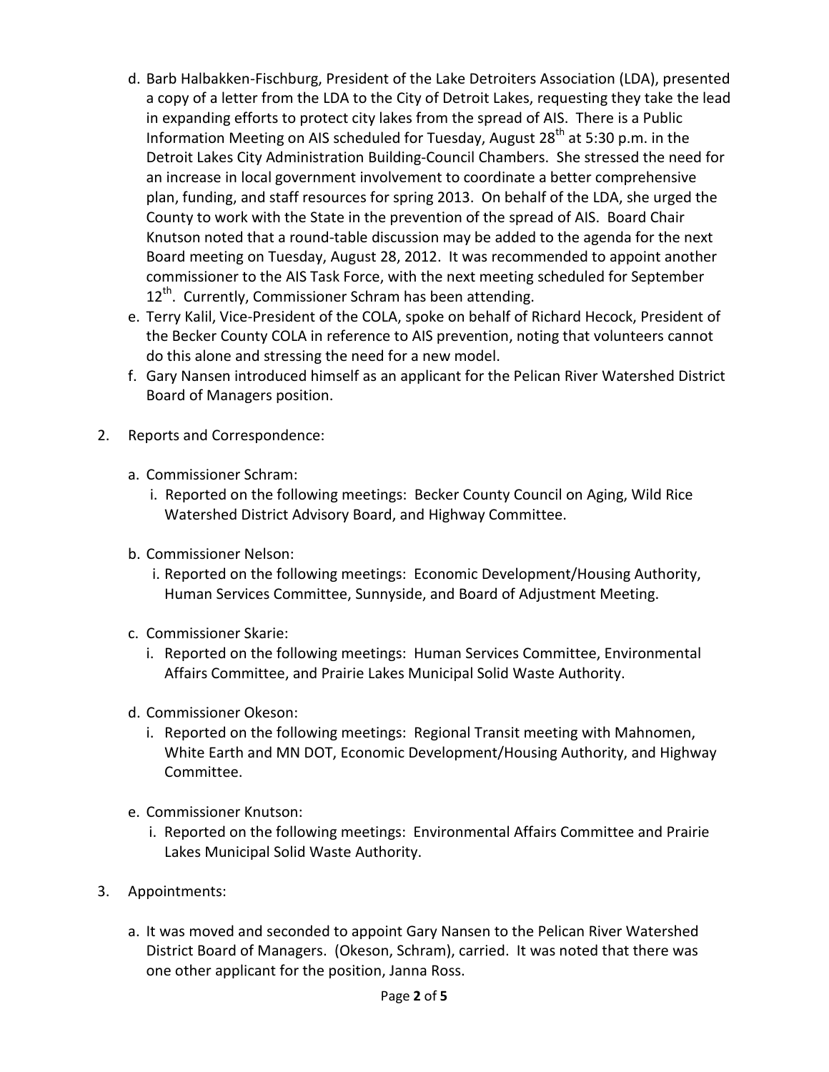d. Barb Halbakken-Fischburg, President of the Lake Detroiters Association (LDA), presented a copy of a letter from the LDA to the City of Detroit Lakes, requesting they take the lead in expanding efforts to protect city lakes from the spread of AIS. There is a Public Information Meeting on AIS scheduled for Tuesday, August 28th at 5:30 p.m. in the Detroit Lakes City Administration Building-Council Chambers. She stressed the need for an increase in local government involvement to coordinate a better comprehensive plan, funding, and staff resources for spring 2013. On behalf of the LDA, she urged the County to work with the State in the prevention of the spread of AIS. Board Chair Knutson noted that a round-table discussion may be added to the agenda for the next Board meeting on Tuesday, August 28, 2012. It was recommended to appoint another commissioner to the AIS Task Force, with the next meeting scheduled for September 12th. Currently, Commissioner Schram has been attending.

e. Terry Kalil, Vice-President of the COLA, spoke on behalf of Richard Hecock, President of the Becker County COLA in reference to AIS prevention, noting that volunteers cannot do this alone and stressing the need for a new model.

f. Gary Nansen introduced himself as an applicant for the Pelican River Watershed District Board of Managers position.

2. Reports and Correspondence:

   a. Commissioner Schram:
      i. Reported on the following meetings: Becker County Council on Aging, Wild Rice Watershed District Advisory Board, and Highway Committee.

   b. Commissioner Nelson:
      i. Reported on the following meetings: Economic Development/Housing Authority, Human Services Committee, Sunnyside, and Board of Adjustment Meeting.

   c. Commissioner Skarie:
      i. Reported on the following meetings: Human Services Committee, Environmental Affairs Committee, and Prairie Lakes Municipal Solid Waste Authority.

   d. Commissioner Okeson:
      i. Reported on the following meetings: Regional Transit meeting with Mahnomen, White Earth and MN DOT, Economic Development/Housing Authority, and Highway Committee.

   e. Commissioner Knutson:
      i. Reported on the following meetings: Environmental Affairs Committee and Prairie Lakes Municipal Solid Waste Authority.

3. Appointments:

   a. It was moved and seconded to appoint Gary Nansen to the Pelican River Watershed District Board of Managers. (Okeson, Schram), carried. It was noted that there was one other applicant for the position, Janna Ross.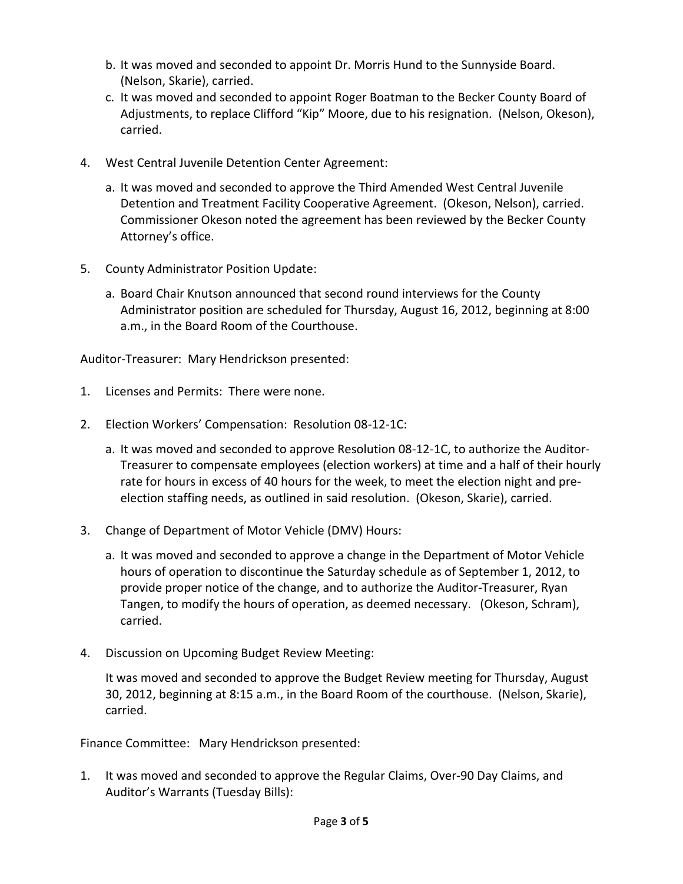b. It was moved and seconded to appoint Dr. Morris Hund to the Sunnyside Board. (Nelson, Skarie), carried.
c. It was moved and seconded to appoint Roger Boatman to the Becker County Board of Adjustments, to replace Clifford "Kip" Moore, due to his resignation. (Nelson, Okeson), carried.

4. West Central Juvenile Detention Center Agreement:

   a. It was moved and seconded to approve the Third Amended West Central Juvenile Detention and Treatment Facility Cooperative Agreement. (Okeson, Nelson), carried. Commissioner Okeson noted the agreement has been reviewed by the Becker County Attorney's office.

5. County Administrator Position Update:

   a. Board Chair Knutson announced that second round interviews for the County Administrator position are scheduled for Thursday, August 16, 2012, beginning at 8:00 a.m., in the Board Room of the Courthouse.

Auditor-Treasurer: Mary Hendrickson presented:

1. Licenses and Permits: There were none.

2. Election Workers' Compensation: Resolution 08-12-1C:

   a. It was moved and seconded to approve Resolution 08-12-1C, to authorize the Auditor-Treasurer to compensate employees (election workers) at time and a half of their hourly rate for hours in excess of 40 hours for the week, to meet the election night and pre-election staffing needs, as outlined in said resolution. (Okeson, Skarie), carried.

3. Change of Department of Motor Vehicle (DMV) Hours:

   a. It was moved and seconded to approve a change in the Department of Motor Vehicle hours of operation to discontinue the Saturday schedule as of September 1, 2012, to provide proper notice of the change, and to authorize the Auditor-Treasurer, Ryan Tangen, to modify the hours of operation, as deemed necessary. (Okeson, Schram), carried.

4. Discussion on Upcoming Budget Review Meeting:

   It was moved and seconded to approve the Budget Review meeting for Thursday, August 30, 2012, beginning at 8:15 a.m., in the Board Room of the courthouse. (Nelson, Skarie), carried.

Finance Committee: Mary Hendrickson presented:

1. It was moved and seconded to approve the Regular Claims, Over-90 Day Claims, and Auditor's Warrants (Tuesday Bills):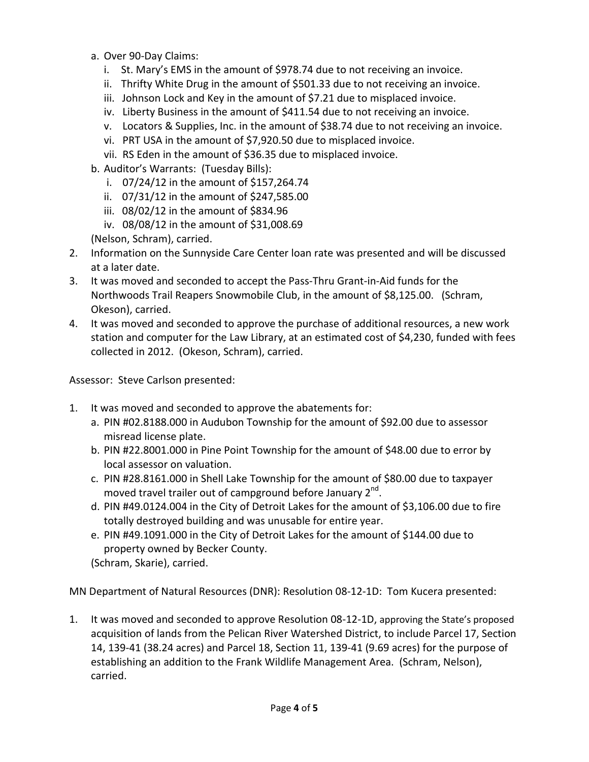a. Over 90-Day Claims:
   i. St. Mary's EMS in the amount of $978.74 due to not receiving an invoice.
   ii. Thrifty White Drug in the amount of $501.33 due to not receiving an invoice.
   iii. Johnson Lock and Key in the amount of $7.21 due to misplaced invoice.
   iv. Liberty Business in the amount of $411.54 due to not receiving an invoice.
   v. Locators & Supplies, Inc. in the amount of $38.74 due to not receiving an invoice.
   vi. PRT USA in the amount of $7,920.50 due to misplaced invoice.
   vii. RS Eden in the amount of $36.35 due to misplaced invoice.

b. Auditor's Warrants: (Tuesday Bills):
   i. 07/24/12 in the amount of $157,264.74
   ii. 07/31/12 in the amount of $247,585.00
   iii. 08/02/12 in the amount of $834.96
   iv. 08/08/12 in the amount of $31,008.69

(Nelson, Schram), carried.

2. Information on the Sunnyside Care Center loan rate was presented and will be discussed at a later date.
3. It was moved and seconded to accept the Pass-Thru Grant-in-Aid funds for the Northwoods Trail Reapers Snowmobile Club, in the amount of $8,125.00. (Schram, Okeson), carried.
4. It was moved and seconded to approve the purchase of additional resources, a new work station and computer for the Law Library, at an estimated cost of $4,230, funded with fees collected in 2012. (Okeson, Schram), carried.

Assessor: Steve Carlson presented:

1. It was moved and seconded to approve the abatements for:
   a. PIN #02.8188.000 in Audubon Township for the amount of $92.00 due to assessor misread license plate.
   b. PIN #22.8001.000 in Pine Point Township for the amount of $48.00 due to error by local assessor on valuation.
   c. PIN #28.8161.000 in Shell Lake Township for the amount of $80.00 due to taxpayer moved travel trailer out of campground before January 2nd.
   d. PIN #49.0124.004 in the City of Detroit Lakes for the amount of $3,106.00 due to fire totally destroyed building and was unusable for entire year.
   e. PIN #49.1091.000 in the City of Detroit Lakes for the amount of $144.00 due to property owned by Becker County.

   (Schram, Skarie), carried.

MN Department of Natural Resources (DNR): Resolution 08-12-1D: Tom Kucera presented:

1. It was moved and seconded to approve Resolution 08-12-1D, approving the State's proposed acquisition of lands from the Pelican River Watershed District, to include Parcel 17, Section 14, 139-41 (38.24 acres) and Parcel 18, Section 11, 139-41 (9.69 acres) for the purpose of establishing an addition to the Frank Wildlife Management Area. (Schram, Nelson), carried.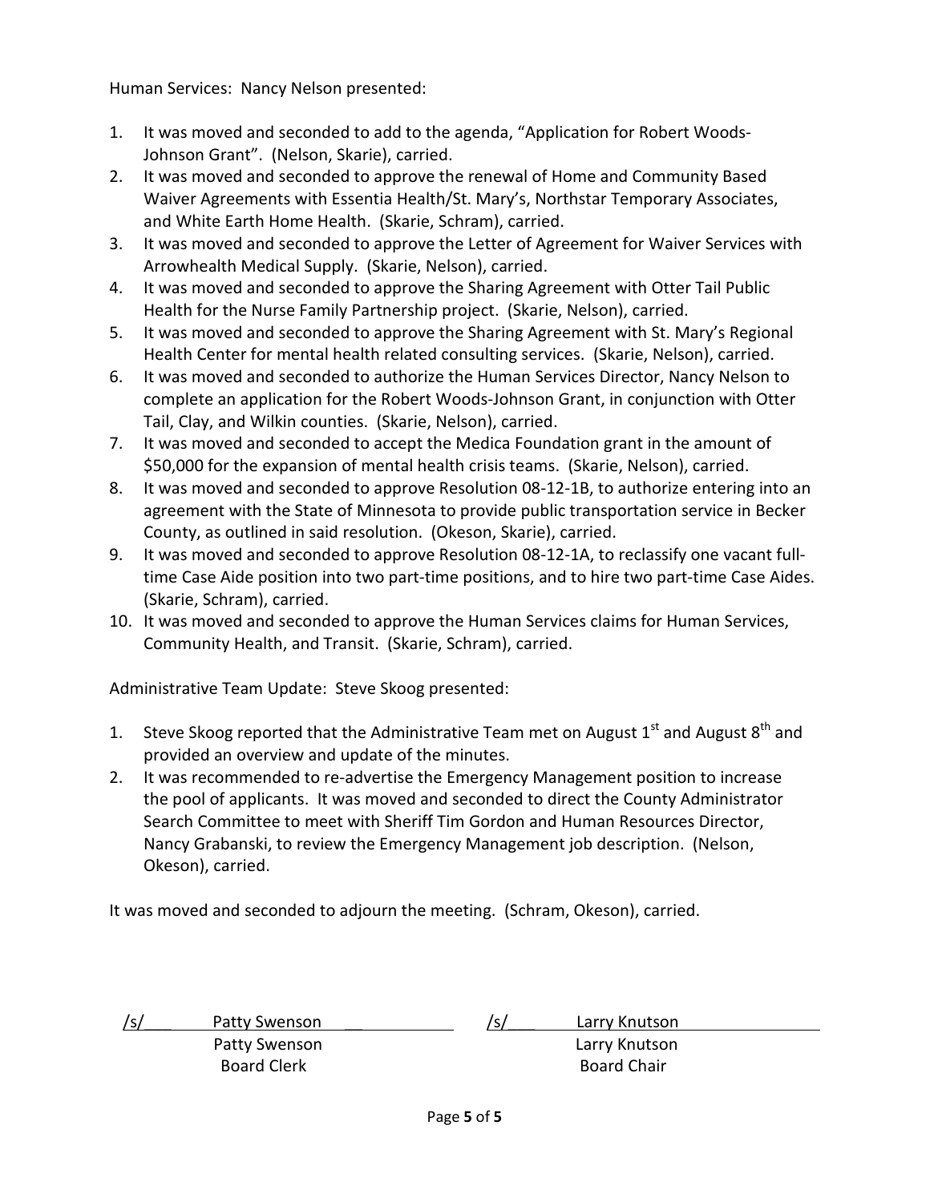Human Services: Nancy Nelson presented:

1. It was moved and seconded to add to the agenda, "Application for Robert Woods-Johnson Grant". (Nelson, Skarie), carried.
2. It was moved and seconded to approve the renewal of Home and Community Based Waiver Agreements with Essentia Health/St. Mary's, Northstar Temporary Associates, and White Earth Home Health. (Skarie, Schram), carried.
3. It was moved and seconded to approve the Letter of Agreement for Waiver Services with Arrowhealth Medical Supply. (Skarie, Nelson), carried.
4. It was moved and seconded to approve the Sharing Agreement with Otter Tail Public Health for the Nurse Family Partnership project. (Skarie, Nelson), carried.
5. It was moved and seconded to approve the Sharing Agreement with St. Mary's Regional Health Center for mental health related consulting services. (Skarie, Nelson), carried.
6. It was moved and seconded to authorize the Human Services Director, Nancy Nelson to complete an application for the Robert Woods-Johnson Grant, in conjunction with Otter Tail, Clay, and Wilkin counties. (Skarie, Nelson), carried.
7. It was moved and seconded to accept the Medica Foundation grant in the amount of $50,000 for the expansion of mental health crisis teams. (Skarie, Nelson), carried.
8. It was moved and seconded to approve Resolution 08-12-1B, to authorize entering into an agreement with the State of Minnesota to provide public transportation service in Becker County, as outlined in said resolution. (Okeson, Skarie), carried.
9. It was moved and seconded to approve Resolution 08-12-1A, to reclassify one vacant full-time Case Aide position into two part-time positions, and to hire two part-time Case Aides. (Skarie, Schram), carried.
10. It was moved and seconded to approve the Human Services claims for Human Services, Community Health, and Transit. (Skarie, Schram), carried.

Administrative Team Update: Steve Skoog presented:

1. Steve Skoog reported that the Administrative Team met on August 1st and August 8th and provided an overview and update of the minutes.
2. It was recommended to re-advertise the Emergency Management position to increase the pool of applicants. It was moved and seconded to direct the County Administrator Search Committee to meet with Sheriff Tim Gordon and Human Resources Director, Nancy Grabanski, to review the Emergency Management job description. (Nelson, Okeson), carried.

It was moved and seconded to adjourn the meeting. (Schram, Okeson), carried.

| | |
|---|---|
| /s/ Patty Swenson | /s/ Larry Knutson |
| Patty Swenson | Larry Knutson |
| Board Clerk | Board Chair |